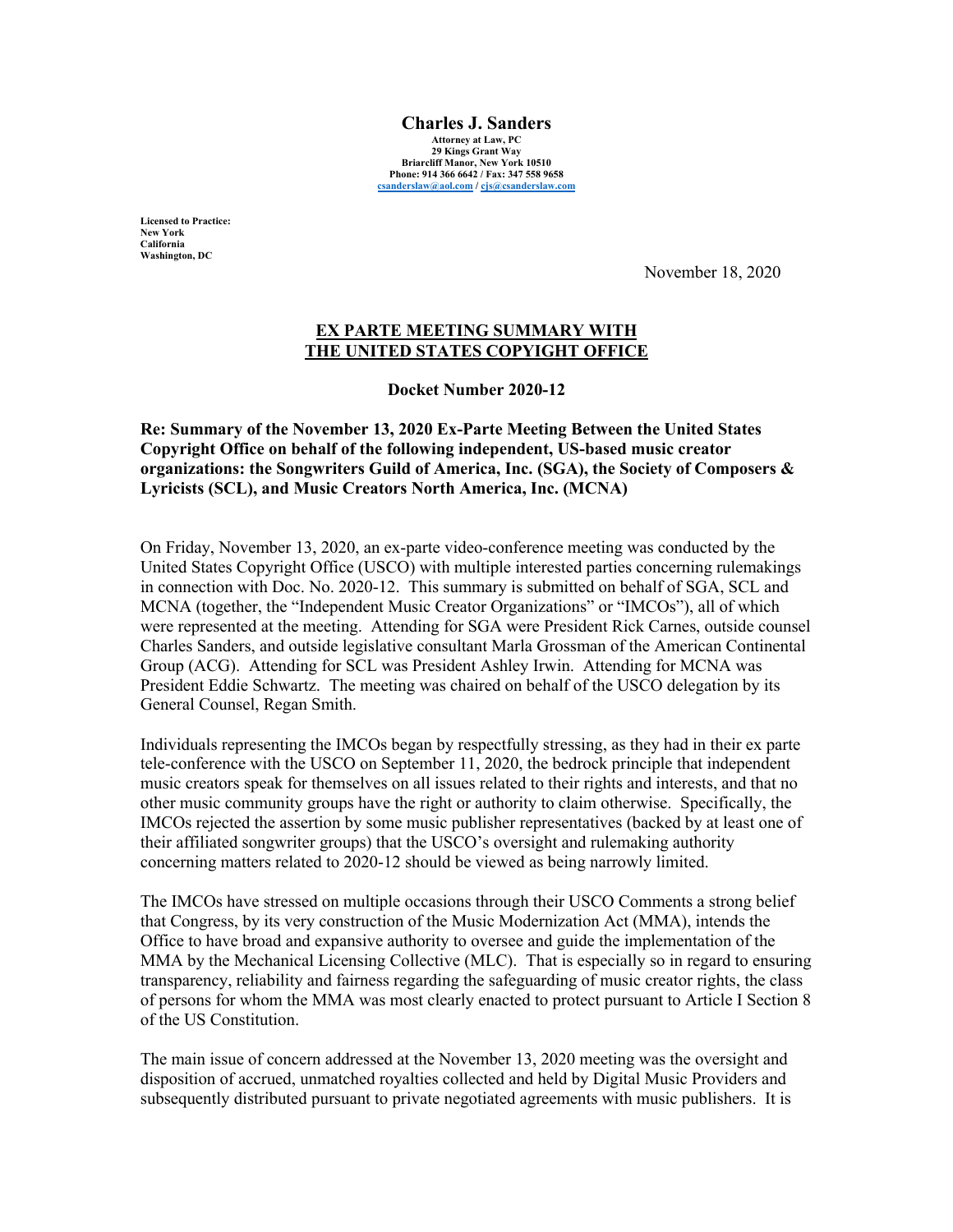**Charles J. Sanders**
**Attorney at Law, PC**
**29 Kings Grant Way**
**Briarcliff Manor, New York 10510**
**Phone: 914 366 6642 / Fax: 347 558 9658**
**csanderslaw@aol.com / cjs@csanderslaw.com**

**Licensed to Practice:**
**New York**
**California**
**Washington, DC**

November 18, 2020

**EX PARTE MEETING SUMMARY WITH THE UNITED STATES COPYRIGHT OFFICE**

**Docket Number 2020-12**

**Re: Summary of the November 13, 2020 Ex-Parte Meeting Between the United States Copyright Office on behalf of the following independent, US-based music creator organizations: the Songwriters Guild of America, Inc. (SGA), the Society of Composers & Lyricists (SCL), and Music Creators North America, Inc. (MCNA)**

On Friday, November 13, 2020, an ex-parte video-conference meeting was conducted by the United States Copyright Office (USCO) with multiple interested parties concerning rulemakings in connection with Doc. No. 2020-12. This summary is submitted on behalf of SGA, SCL and MCNA (together, the "Independent Music Creator Organizations" or "IMCOs"), all of which were represented at the meeting. Attending for SGA were President Rick Carnes, outside counsel Charles Sanders, and outside legislative consultant Marla Grossman of the American Continental Group (ACG). Attending for SCL was President Ashley Irwin. Attending for MCNA was President Eddie Schwartz. The meeting was chaired on behalf of the USCO delegation by its General Counsel, Regan Smith.

Individuals representing the IMCOs began by respectfully stressing, as they had in their ex parte tele-conference with the USCO on September 11, 2020, the bedrock principle that independent music creators speak for themselves on all issues related to their rights and interests, and that no other music community groups have the right or authority to claim otherwise. Specifically, the IMCOs rejected the assertion by some music publisher representatives (backed by at least one of their affiliated songwriter groups) that the USCO's oversight and rulemaking authority concerning matters related to 2020-12 should be viewed as being narrowly limited.

The IMCOs have stressed on multiple occasions through their USCO Comments a strong belief that Congress, by its very construction of the Music Modernization Act (MMA), intends the Office to have broad and expansive authority to oversee and guide the implementation of the MMA by the Mechanical Licensing Collective (MLC). That is especially so in regard to ensuring transparency, reliability and fairness regarding the safeguarding of music creator rights, the class of persons for whom the MMA was most clearly enacted to protect pursuant to Article I Section 8 of the US Constitution.

The main issue of concern addressed at the November 13, 2020 meeting was the oversight and disposition of accrued, unmatched royalties collected and held by Digital Music Providers and subsequently distributed pursuant to private negotiated agreements with music publishers. It is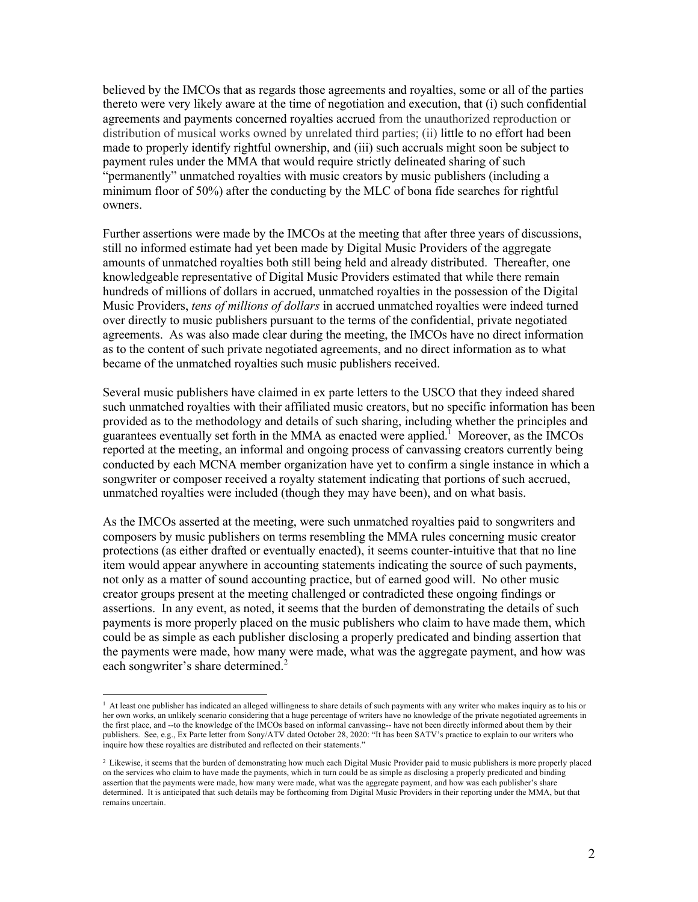believed by the IMCOs that as regards those agreements and royalties, some or all of the parties thereto were very likely aware at the time of negotiation and execution, that (i) such confidential agreements and payments concerned royalties accrued from the unauthorized reproduction or distribution of musical works owned by unrelated third parties; (ii) little to no effort had been made to properly identify rightful ownership, and (iii) such accruals might soon be subject to payment rules under the MMA that would require strictly delineated sharing of such "permanently" unmatched royalties with music creators by music publishers (including a minimum floor of 50%) after the conducting by the MLC of bona fide searches for rightful owners.

Further assertions were made by the IMCOs at the meeting that after three years of discussions, still no informed estimate had yet been made by Digital Music Providers of the aggregate amounts of unmatched royalties both still being held and already distributed. Thereafter, one knowledgeable representative of Digital Music Providers estimated that while there remain hundreds of millions of dollars in accrued, unmatched royalties in the possession of the Digital Music Providers, *tens of millions of dollars* in accrued unmatched royalties were indeed turned over directly to music publishers pursuant to the terms of the confidential, private negotiated agreements. As was also made clear during the meeting, the IMCOs have no direct information as to the content of such private negotiated agreements, and no direct information as to what became of the unmatched royalties such music publishers received.

Several music publishers have claimed in ex parte letters to the USCO that they indeed shared such unmatched royalties with their affiliated music creators, but no specific information has been provided as to the methodology and details of such sharing, including whether the principles and guarantees eventually set forth in the MMA as enacted were applied.[1] Moreover, as the IMCOs reported at the meeting, an informal and ongoing process of canvassing creators currently being conducted by each MCNA member organization have yet to confirm a single instance in which a songwriter or composer received a royalty statement indicating that portions of such accrued, unmatched royalties were included (though they may have been), and on what basis.

As the IMCOs asserted at the meeting, were such unmatched royalties paid to songwriters and composers by music publishers on terms resembling the MMA rules concerning music creator protections (as either drafted or eventually enacted), it seems counter-intuitive that that no line item would appear anywhere in accounting statements indicating the source of such payments, not only as a matter of sound accounting practice, but of earned good will. No other music creator groups present at the meeting challenged or contradicted these ongoing findings or assertions. In any event, as noted, it seems that the burden of demonstrating the details of such payments is more properly placed on the music publishers who claim to have made them, which could be as simple as each publisher disclosing a properly predicated and binding assertion that the payments were made, how many were made, what was the aggregate payment, and how was each songwriter's share determined.[2]

---

[1] At least one publisher has indicated an alleged willingness to share details of such payments with any writer who makes inquiry as to his or her own works, an unlikely scenario considering that a huge percentage of writers have no knowledge of the private negotiated agreements in the first place, and --to the knowledge of the IMCOs based on informal canvassing-- have not been directly informed about them by their publishers. See, e.g., Ex Parte letter from Sony/ATV dated October 28, 2020: "It has been SATV's practice to explain to our writers who inquire how these royalties are distributed and reflected on their statements."

[2] Likewise, it seems that the burden of demonstrating how much each Digital Music Provider paid to music publishers is more properly placed on the services who claim to have made the payments, which in turn could be as simple as disclosing a properly predicated and binding assertion that the payments were made, how many were made, what was the aggregate payment, and how was each publisher's share determined. It is anticipated that such details may be forthcoming from Digital Music Providers in their reporting under the MMA, but that remains uncertain.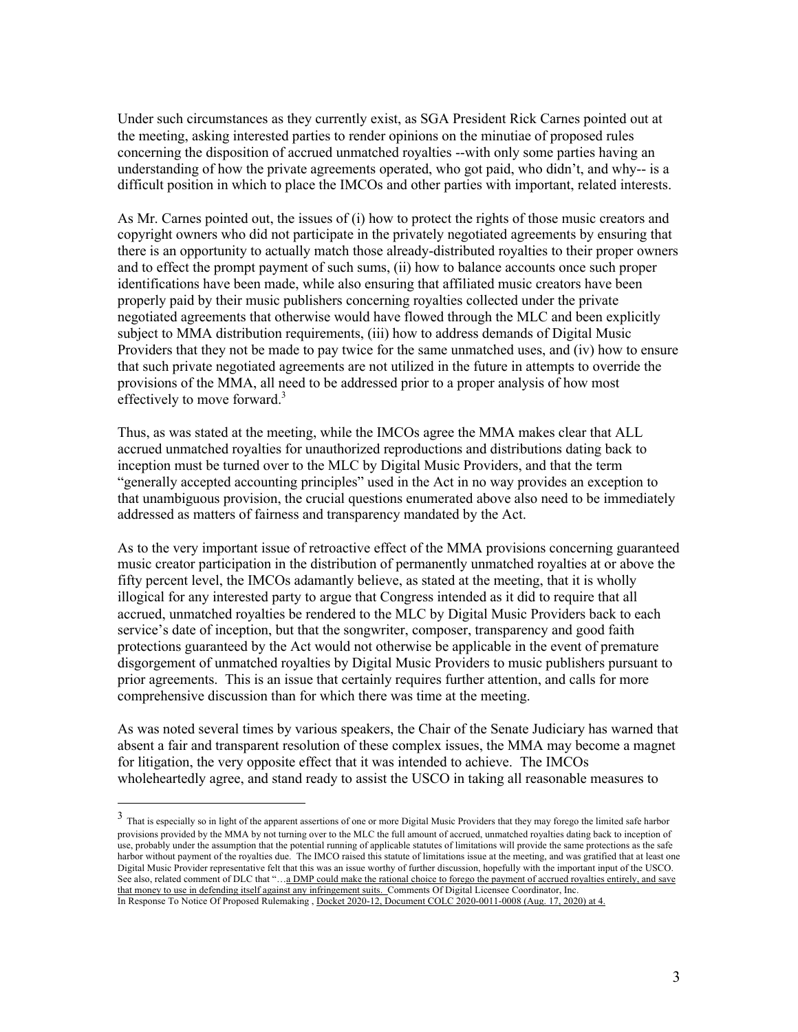Under such circumstances as they currently exist, as SGA President Rick Carnes pointed out at the meeting, asking interested parties to render opinions on the minutiae of proposed rules concerning the disposition of accrued unmatched royalties --with only some parties having an understanding of how the private agreements operated, who got paid, who didn't, and why-- is a difficult position in which to place the IMCOs and other parties with important, related interests.

As Mr. Carnes pointed out, the issues of (i) how to protect the rights of those music creators and copyright owners who did not participate in the privately negotiated agreements by ensuring that there is an opportunity to actually match those already-distributed royalties to their proper owners and to effect the prompt payment of such sums, (ii) how to balance accounts once such proper identifications have been made, while also ensuring that affiliated music creators have been properly paid by their music publishers concerning royalties collected under the private negotiated agreements that otherwise would have flowed through the MLC and been explicitly subject to MMA distribution requirements, (iii) how to address demands of Digital Music Providers that they not be made to pay twice for the same unmatched uses, and (iv) how to ensure that such private negotiated agreements are not utilized in the future in attempts to override the provisions of the MMA, all need to be addressed prior to a proper analysis of how most effectively to move forward.[3]

Thus, as was stated at the meeting, while the IMCOs agree the MMA makes clear that ALL accrued unmatched royalties for unauthorized reproductions and distributions dating back to inception must be turned over to the MLC by Digital Music Providers, and that the term "generally accepted accounting principles" used in the Act in no way provides an exception to that unambiguous provision, the crucial questions enumerated above also need to be immediately addressed as matters of fairness and transparency mandated by the Act.

As to the very important issue of retroactive effect of the MMA provisions concerning guaranteed music creator participation in the distribution of permanently unmatched royalties at or above the fifty percent level, the IMCOs adamantly believe, as stated at the meeting, that it is wholly illogical for any interested party to argue that Congress intended as it did to require that all accrued, unmatched royalties be rendered to the MLC by Digital Music Providers back to each service's date of inception, but that the songwriter, composer, transparency and good faith protections guaranteed by the Act would not otherwise be applicable in the event of premature disgorgement of unmatched royalties by Digital Music Providers to music publishers pursuant to prior agreements. This is an issue that certainly requires further attention, and calls for more comprehensive discussion than for which there was time at the meeting.

As was noted several times by various speakers, the Chair of the Senate Judiciary has warned that absent a fair and transparent resolution of these complex issues, the MMA may become a magnet for litigation, the very opposite effect that it was intended to achieve. The IMCOs wholeheartedly agree, and stand ready to assist the USCO in taking all reasonable measures to

---

[3] That is especially so in light of the apparent assertions of one or more Digital Music Providers that they may forego the limited safe harbor provisions provided by the MMA by not turning over to the MLC the full amount of accrued, unmatched royalties dating back to inception of use, probably under the assumption that the potential running of applicable statutes of limitations will provide the same protections as the safe harbor without payment of the royalties due. The IMCO raised this statute of limitations issue at the meeting, and was gratified that at least one Digital Music Provider representative felt that this was an issue worthy of further discussion, hopefully with the important input of the USCO. See also, related comment of DLC that "…a DMP could make the rational choice to forego the payment of accrued royalties entirely, and save that money to use in defending itself against any infringement suits. Comments Of Digital Licensee Coordinator, Inc. In Response To Notice Of Proposed Rulemaking , Docket 2020-12, Document COLC 2020-0011-0008 (Aug. 17, 2020) at 4.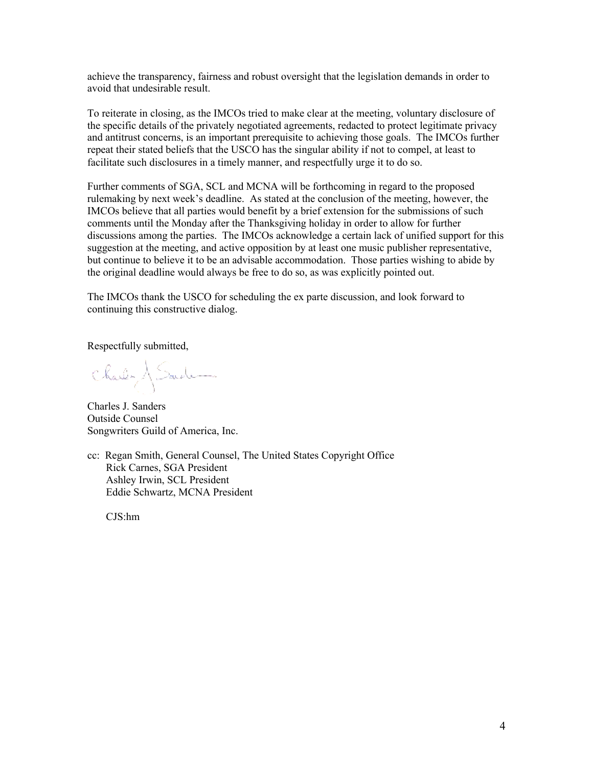achieve the transparency, fairness and robust oversight that the legislation demands in order to avoid that undesirable result.

To reiterate in closing, as the IMCOs tried to make clear at the meeting, voluntary disclosure of the specific details of the privately negotiated agreements, redacted to protect legitimate privacy and antitrust concerns, is an important prerequisite to achieving those goals. The IMCOs further repeat their stated beliefs that the USCO has the singular ability if not to compel, at least to facilitate such disclosures in a timely manner, and respectfully urge it to do so.

Further comments of SGA, SCL and MCNA will be forthcoming in regard to the proposed rulemaking by next week's deadline. As stated at the conclusion of the meeting, however, the IMCOs believe that all parties would benefit by a brief extension for the submissions of such comments until the Monday after the Thanksgiving holiday in order to allow for further discussions among the parties. The IMCOs acknowledge a certain lack of unified support for this suggestion at the meeting, and active opposition by at least one music publisher representative, but continue to believe it to be an advisable accommodation. Those parties wishing to abide by the original deadline would always be free to do so, as was explicitly pointed out.

The IMCOs thank the USCO for scheduling the ex parte discussion, and look forward to continuing this constructive dialog.

Respectfully submitted,

Charles J. Sanders
Outside Counsel
Songwriters Guild of America, Inc.

cc: Regan Smith, General Counsel, The United States Copyright Office
Rick Carnes, SGA President
Ashley Irwin, SCL President
Eddie Schwartz, MCNA President

CJS:hm